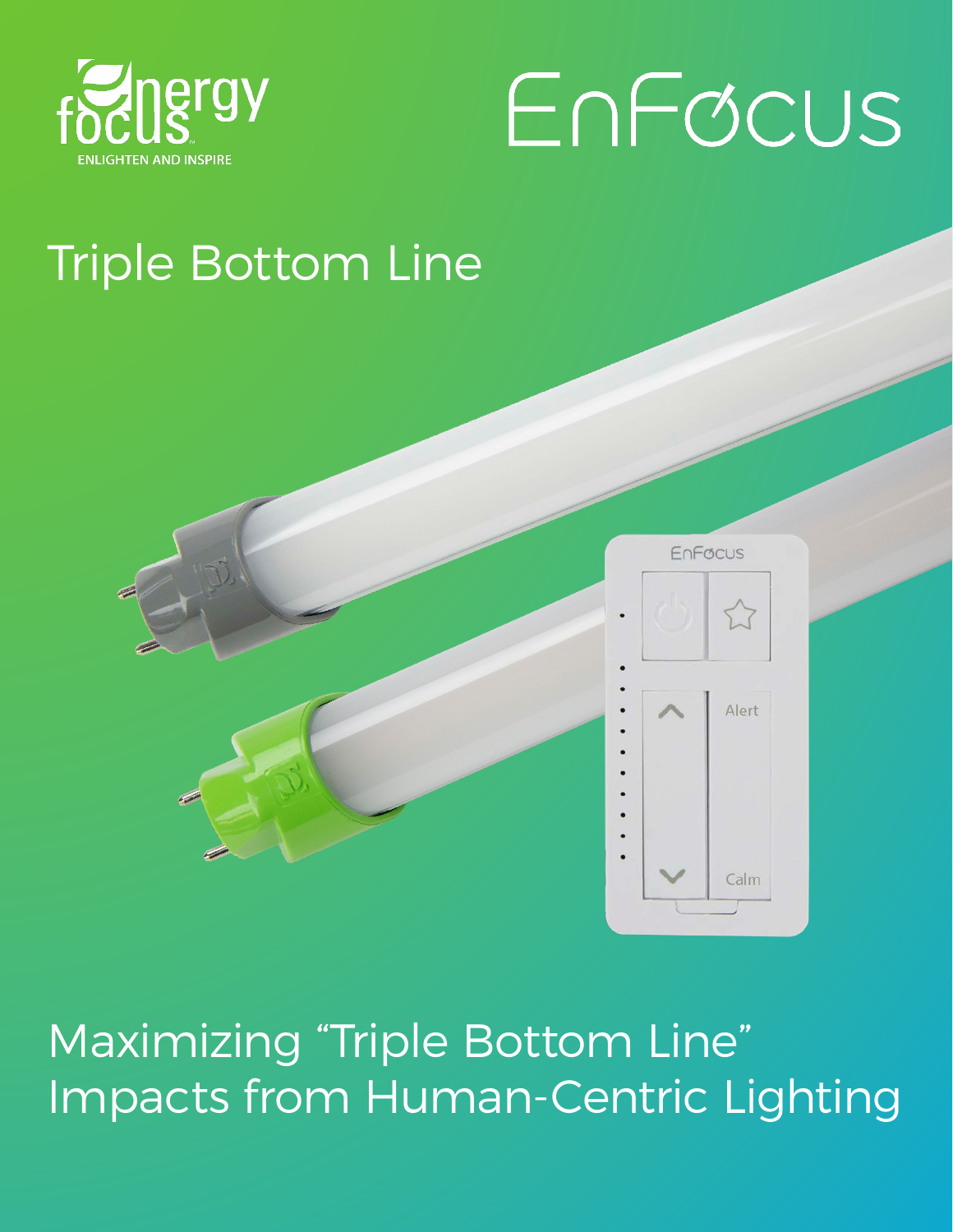energy focus

ENLIGHTEN AND INSPIRE

EnFocus

# Triple Bottom Line

# Maximizing "Triple Bottom Line" Impacts from Human-Centric Lighting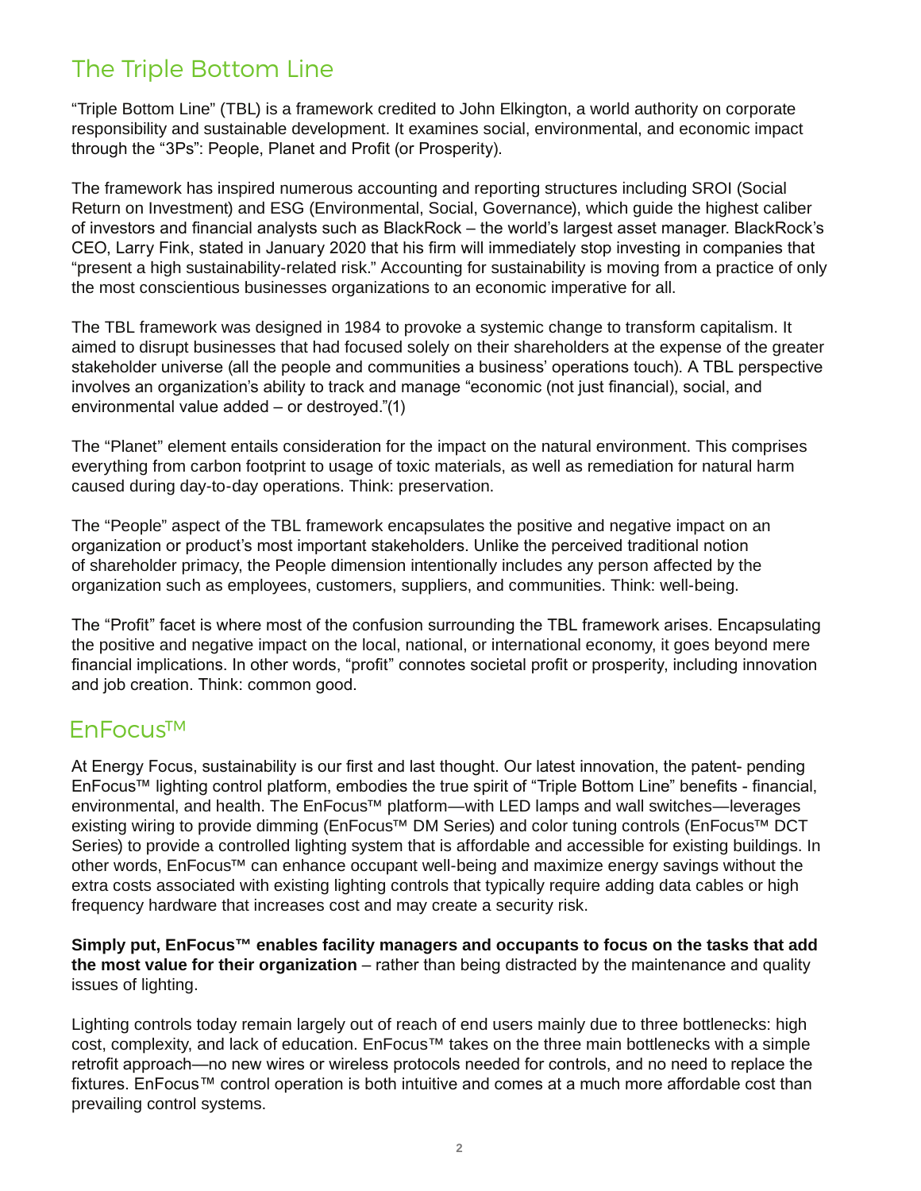## The Triple Bottom Line

"Triple Bottom Line" (TBL) is a framework credited to John Elkington, a world authority on corporate responsibility and sustainable development. It examines social, environmental, and economic impact through the "3Ps": People, Planet and Profit (or Prosperity).

The framework has inspired numerous accounting and reporting structures including SROI (Social Return on Investment) and ESG (Environmental, Social, Governance), which guide the highest caliber of investors and financial analysts such as BlackRock – the world's largest asset manager. BlackRock's CEO, Larry Fink, stated in January 2020 that his firm will immediately stop investing in companies that "present a high sustainability-related risk." Accounting for sustainability is moving from a practice of only the most conscientious businesses organizations to an economic imperative for all.

The TBL framework was designed in 1984 to provoke a systemic change to transform capitalism. It aimed to disrupt businesses that had focused solely on their shareholders at the expense of the greater stakeholder universe (all the people and communities a business' operations touch). A TBL perspective involves an organization's ability to track and manage "economic (not just financial), social, and environmental value added – or destroyed."(1)

The "Planet" element entails consideration for the impact on the natural environment. This comprises everything from carbon footprint to usage of toxic materials, as well as remediation for natural harm caused during day-to-day operations. Think: preservation.

The "People" aspect of the TBL framework encapsulates the positive and negative impact on an organization or product's most important stakeholders. Unlike the perceived traditional notion of shareholder primacy, the People dimension intentionally includes any person affected by the organization such as employees, customers, suppliers, and communities. Think: well-being.

The "Profit" facet is where most of the confusion surrounding the TBL framework arises. Encapsulating the positive and negative impact on the local, national, or international economy, it goes beyond mere financial implications. In other words, "profit" connotes societal profit or prosperity, including innovation and job creation. Think: common good.

## EnFocus™

At Energy Focus, sustainability is our first and last thought. Our latest innovation, the patent- pending EnFocus™ lighting control platform, embodies the true spirit of "Triple Bottom Line" benefits - financial, environmental, and health. The EnFocus™ platform—with LED lamps and wall switches—leverages existing wiring to provide dimming (EnFocus™ DM Series) and color tuning controls (EnFocus™ DCT Series) to provide a controlled lighting system that is affordable and accessible for existing buildings. In other words, EnFocus™ can enhance occupant well-being and maximize energy savings without the extra costs associated with existing lighting controls that typically require adding data cables or high frequency hardware that increases cost and may create a security risk.

**Simply put, EnFocus™ enables facility managers and occupants to focus on the tasks that add the most value for their organization** – rather than being distracted by the maintenance and quality issues of lighting.

Lighting controls today remain largely out of reach of end users mainly due to three bottlenecks: high cost, complexity, and lack of education. EnFocus™ takes on the three main bottlenecks with a simple retrofit approach—no new wires or wireless protocols needed for controls, and no need to replace the fixtures. EnFocus™ control operation is both intuitive and comes at a much more affordable cost than prevailing control systems.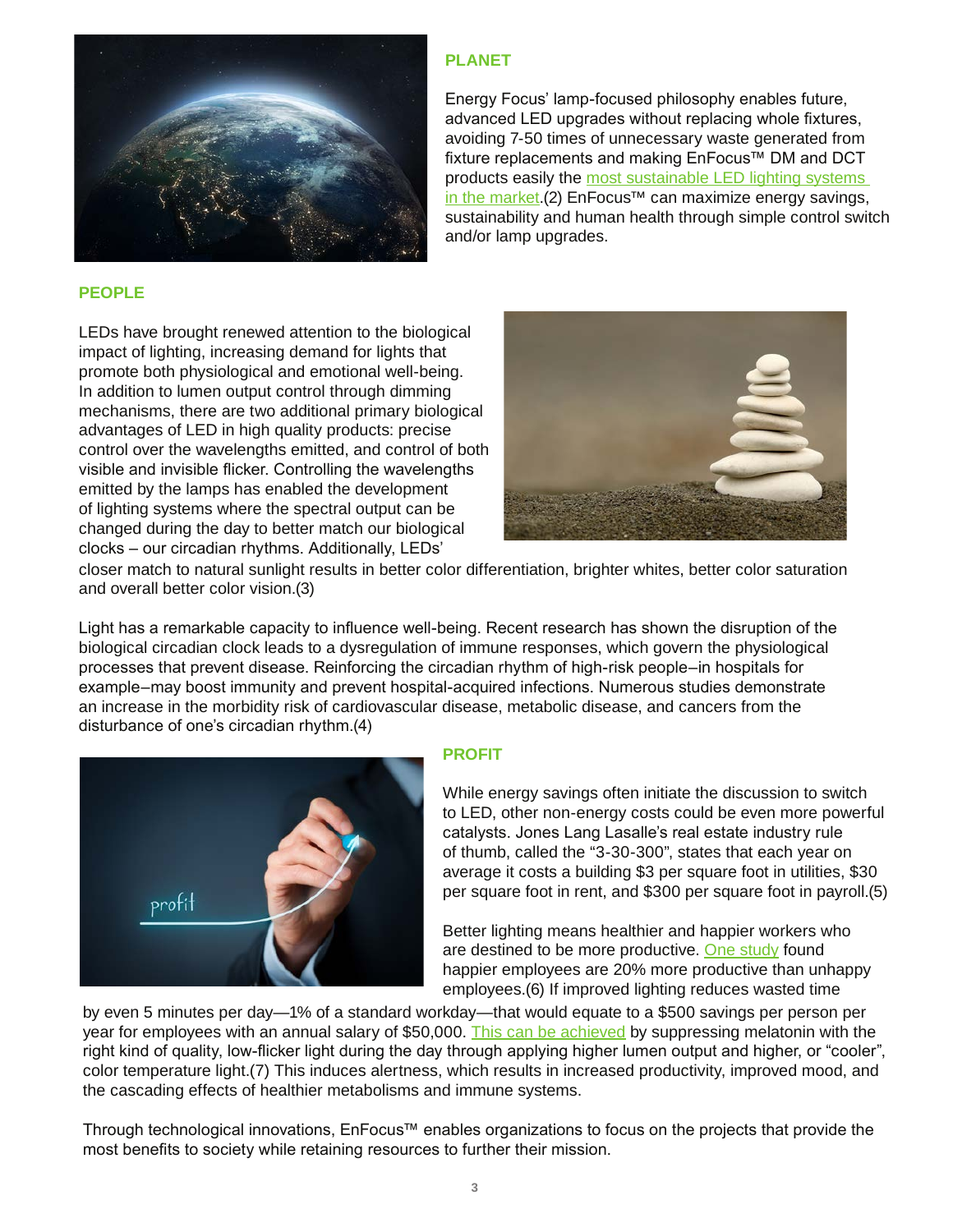## PLANET

Energy Focus' lamp-focused philosophy enables future, advanced LED upgrades without replacing whole fixtures, avoiding 7-50 times of unnecessary waste generated from fixture replacements and making EnFocus™ DM and DCT products easily the most sustainable LED lighting systems in the market.(2) EnFocus™ can maximize energy savings, sustainability and human health through simple control switch and/or lamp upgrades.

## PEOPLE

LEDs have brought renewed attention to the biological impact of lighting, increasing demand for lights that promote both physiological and emotional well-being. In addition to lumen output control through dimming mechanisms, there are two additional primary biological advantages of LED in high quality products: precise control over the wavelengths emitted, and control of both visible and invisible flicker. Controlling the wavelengths emitted by the lamps has enabled the development of lighting systems where the spectral output can be changed during the day to better match our biological clocks – our circadian rhythms. Additionally, LEDs' closer match to natural sunlight results in better color differentiation, brighter whites, better color saturation and overall better color vision.(3)

Light has a remarkable capacity to influence well-being. Recent research has shown the disruption of the biological circadian clock leads to a dysregulation of immune responses, which govern the physiological processes that prevent disease. Reinforcing the circadian rhythm of high-risk people–in hospitals for example–may boost immunity and prevent hospital-acquired infections. Numerous studies demonstrate an increase in the morbidity risk of cardiovascular disease, metabolic disease, and cancers from the disturbance of one's circadian rhythm.(4)

## PROFIT

While energy savings often initiate the discussion to switch to LED, other non-energy costs could be even more powerful catalysts. Jones Lang Lasalle's real estate industry rule of thumb, called the "3-30-300", states that each year on average it costs a building $3 per square foot in utilities, $30 per square foot in rent, and $300 per square foot in payroll.(5)

Better lighting means healthier and happier workers who are destined to be more productive. One study found happier employees are 20% more productive than unhappy employees.(6) If improved lighting reduces wasted time by even 5 minutes per day—1% of a standard workday—that would equate to a $500 savings per person per year for employees with an annual salary of $50,000. This can be achieved by suppressing melatonin with the right kind of quality, low-flicker light during the day through applying higher lumen output and higher, or "cooler", color temperature light.(7) This induces alertness, which results in increased productivity, improved mood, and the cascading effects of healthier metabolisms and immune systems.

Through technological innovations, EnFocus™ enables organizations to focus on the projects that provide the most benefits to society while retaining resources to further their mission.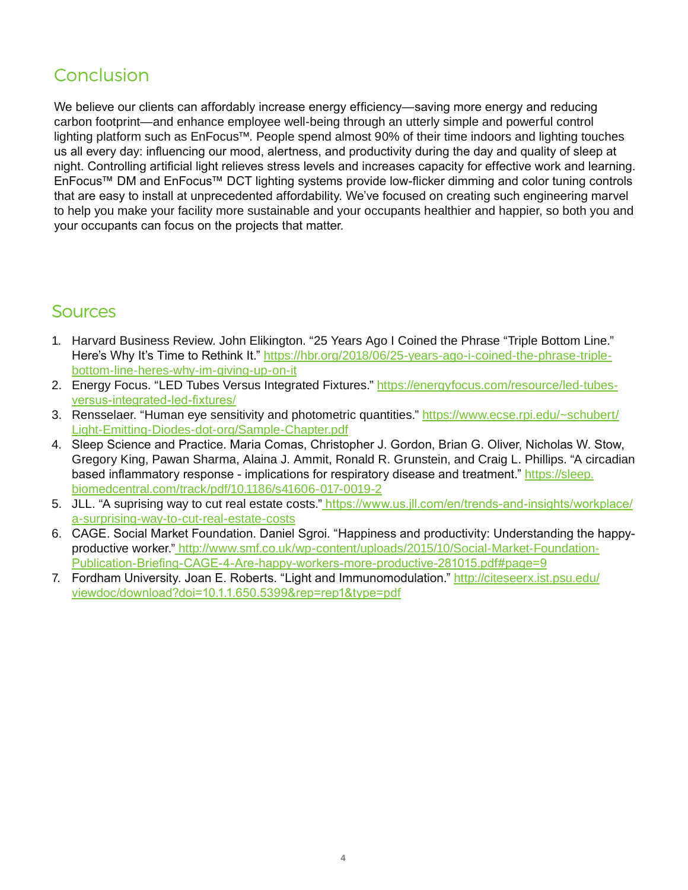## Conclusion

We believe our clients can affordably increase energy efficiency—saving more energy and reducing carbon footprint—and enhance employee well-being through an utterly simple and powerful control lighting platform such as EnFocus™. People spend almost 90% of their time indoors and lighting touches us all every day: influencing our mood, alertness, and productivity during the day and quality of sleep at night. Controlling artificial light relieves stress levels and increases capacity for effective work and learning. EnFocus™ DM and EnFocus™ DCT lighting systems provide low-flicker dimming and color tuning controls that are easy to install at unprecedented affordability. We've focused on creating such engineering marvel to help you make your facility more sustainable and your occupants healthier and happier, so both you and your occupants can focus on the projects that matter.

## Sources

1. Harvard Business Review. John Elikington. "25 Years Ago I Coined the Phrase "Triple Bottom Line." Here's Why It's Time to Rethink It." https://hbr.org/2018/06/25-years-ago-i-coined-the-phrase-triple-bottom-line-heres-why-im-giving-up-on-it
2. Energy Focus. "LED Tubes Versus Integrated Fixtures." https://energyfocus.com/resource/led-tubes-versus-integrated-led-fixtures/
3. Rensselaer. "Human eye sensitivity and photometric quantities." https://www.ecse.rpi.edu/~schubert/Light-Emitting-Diodes-dot-org/Sample-Chapter.pdf
4. Sleep Science and Practice. Maria Comas, Christopher J. Gordon, Brian G. Oliver, Nicholas W. Stow, Gregory King, Pawan Sharma, Alaina J. Ammit, Ronald R. Grunstein, and Craig L. Phillips. "A circadian based inflammatory response - implications for respiratory disease and treatment." https://sleep.biomedcentral.com/track/pdf/10.1186/s41606-017-0019-2
5. JLL. "A suprising way to cut real estate costs." https://www.us.jll.com/en/trends-and-insights/workplace/a-surprising-way-to-cut-real-estate-costs
6. CAGE. Social Market Foundation. Daniel Sgroi. "Happiness and productivity: Understanding the happy-productive worker." http://www.smf.co.uk/wp-content/uploads/2015/10/Social-Market-Foundation-Publication-Briefing-CAGE-4-Are-happy-workers-more-productive-281015.pdf#page=9
7. Fordham University. Joan E. Roberts. "Light and Immunomodulation." http://citeseerx.ist.psu.edu/viewdoc/download?doi=10.1.1.650.5399&rep=rep1&type=pdf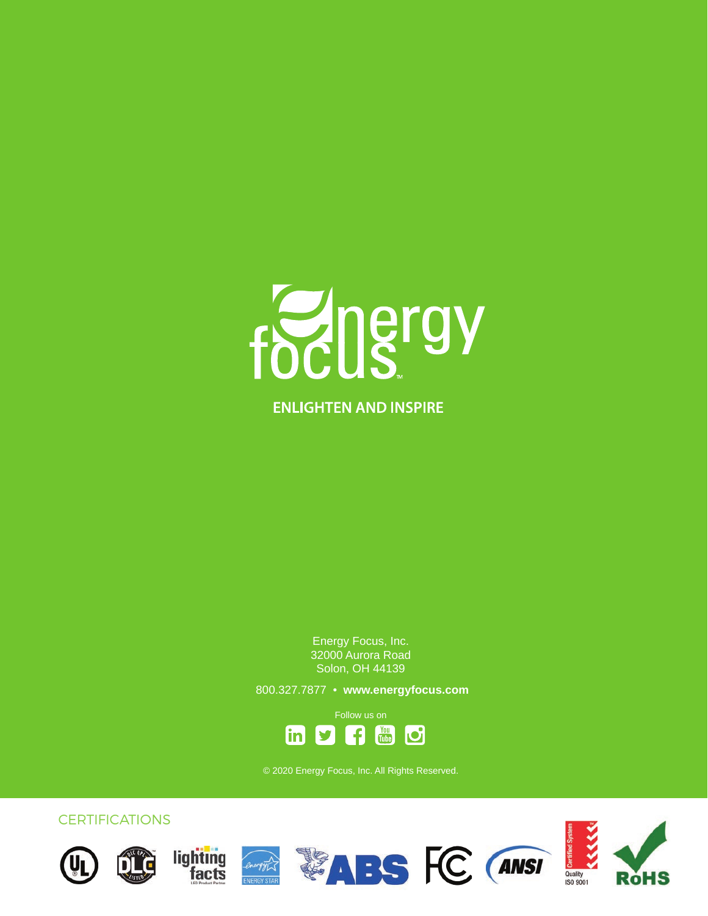energy focus™

ENLIGHTEN AND INSPIRE

Energy Focus, Inc.
32000 Aurora Road
Solon, OH 44139

800.327.7877 • **www.energyfocus.com**

Follow us on

© 2020 Energy Focus, Inc. All Rights Reserved.

CERTIFICATIONS